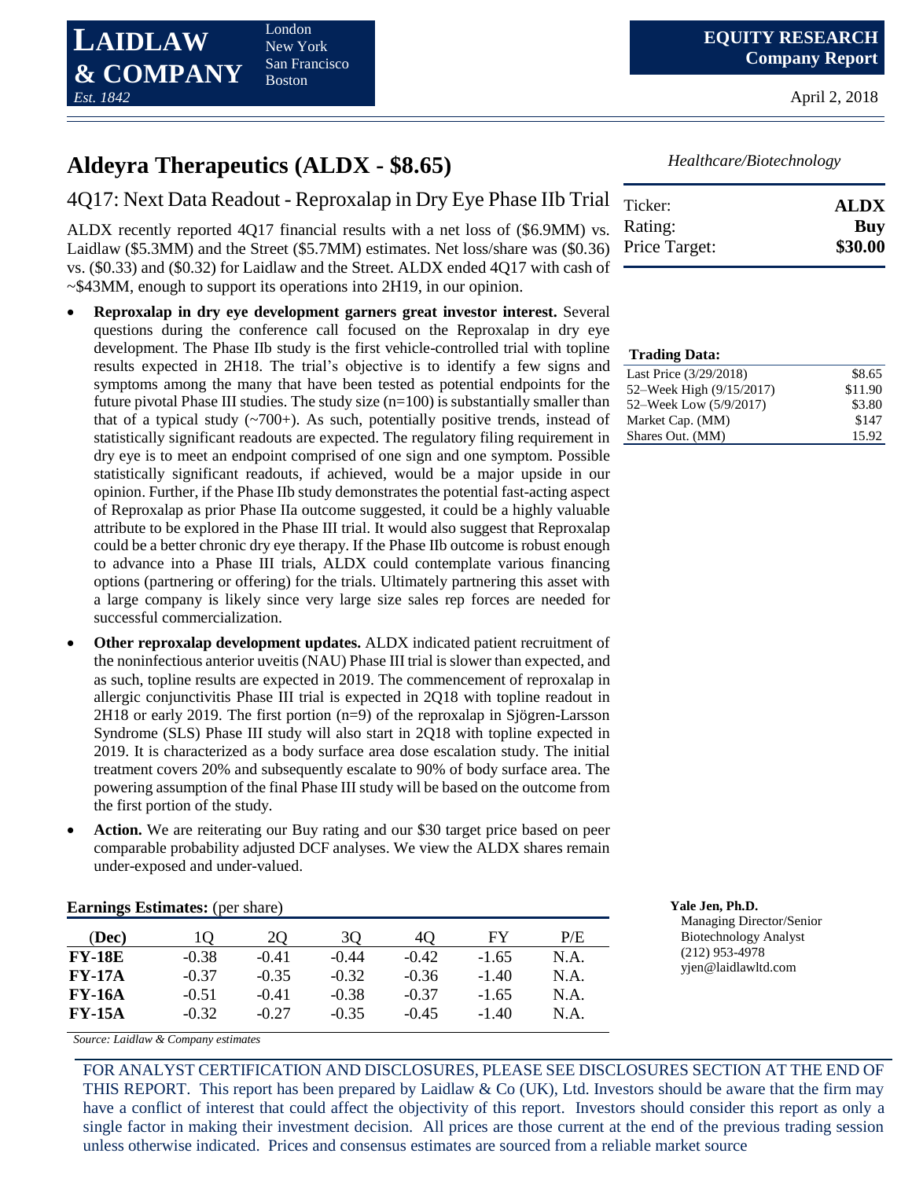**LAIDLAW & COMPANY**
*Est. 1842*

London
New York
San Francisco
Boston

**EQUITY RESEARCH**
**Company Report**

April 2, 2018

# Aldeyra Therapeutics (ALDX - $8.65)

*Healthcare/Biotechnology*

## 4Q17: Next Data Readout - Reproxalap in Dry Eye Phase IIb Trial

| Ticker: | **ALDX** |
|---|---|
| Rating: | **Buy** |
| Price Target: | **$30.00** |

ALDX recently reported 4Q17 financial results with a net loss of ($6.9MM) vs. Laidlaw ($5.3MM) and the Street ($5.7MM) estimates. Net loss/share was ($0.36) vs. ($0.33) and ($0.32) for Laidlaw and the Street. ALDX ended 4Q17 with cash of ~$43MM, enough to support its operations into 2H19, in our opinion.

- **Reproxalap in dry eye development garners great investor interest.** Several questions during the conference call focused on the Reproxalap in dry eye development. The Phase IIb study is the first vehicle-controlled trial with topline results expected in 2H18. The trial's objective is to identify a few signs and symptoms among the many that have been tested as potential endpoints for the future pivotal Phase III studies. The study size (n=100) is substantially smaller than that of a typical study (~700+). As such, potentially positive trends, instead of statistically significant readouts are expected. The regulatory filing requirement in dry eye is to meet an endpoint comprised of one sign and one symptom. Possible statistically significant readouts, if achieved, would be a major upside in our opinion. Further, if the Phase IIb study demonstrates the potential fast-acting aspect of Reproxalap as prior Phase IIa outcome suggested, it could be a highly valuable attribute to be explored in the Phase III trial. It would also suggest that Reproxalap could be a better chronic dry eye therapy. If the Phase IIb outcome is robust enough to advance into a Phase III trials, ALDX could contemplate various financing options (partnering or offering) for the trials. Ultimately partnering this asset with a large company is likely since very large size sales rep forces are needed for successful commercialization.

- **Other reproxalap development updates.** ALDX indicated patient recruitment of the noninfectious anterior uveitis (NAU) Phase III trial is slower than expected, and as such, topline results are expected in 2019. The commencement of reproxalap in allergic conjunctivitis Phase III trial is expected in 2Q18 with topline readout in 2H18 or early 2019. The first portion (n=9) of the reproxalap in Sjögren-Larsson Syndrome (SLS) Phase III study will also start in 2Q18 with topline expected in 2019. It is characterized as a body surface area dose escalation study. The initial treatment covers 20% and subsequently escalate to 90% of body surface area. The powering assumption of the final Phase III study will be based on the outcome from the first portion of the study.

- **Action.** We are reiterating our Buy rating and our $30 target price based on peer comparable probability adjusted DCF analyses. We view the ALDX shares remain under-exposed and under-valued.

**Trading Data:**

| | |
|---|---|
| Last Price (3/29/2018) | $8.65 |
| 52–Week High (9/15/2017) | $11.90 |
| 52–Week Low (5/9/2017) | $3.80 |
| Market Cap. (MM) | $147 |
| Shares Out. (MM) | 15.92 |

**Earnings Estimates:** (per share)

| (Dec) | 1Q | 2Q | 3Q | 4Q | FY | P/E |
|---|---|---|---|---|---|---|
| **FY-18E** | -0.38 | -0.41 | -0.44 | -0.42 | -1.65 | N.A. |
| **FY-17A** | -0.37 | -0.35 | -0.32 | -0.36 | -1.40 | N.A. |
| **FY-16A** | -0.51 | -0.41 | -0.38 | -0.37 | -1.65 | N.A. |
| **FY-15A** | -0.32 | -0.27 | -0.35 | -0.45 | -1.40 | N.A. |

*Source: Laidlaw & Company estimates*

**Yale Jen, Ph.D.**
Managing Director/Senior Biotechnology Analyst
(212) 953-4978
yjen@laidlawltd.com

FOR ANALYST CERTIFICATION AND DISCLOSURES, PLEASE SEE DISCLOSURES SECTION AT THE END OF THIS REPORT. This report has been prepared by Laidlaw & Co (UK), Ltd. Investors should be aware that the firm may have a conflict of interest that could affect the objectivity of this report. Investors should consider this report as only a single factor in making their investment decision. All prices are those current at the end of the previous trading session unless otherwise indicated. Prices and consensus estimates are sourced from a reliable market source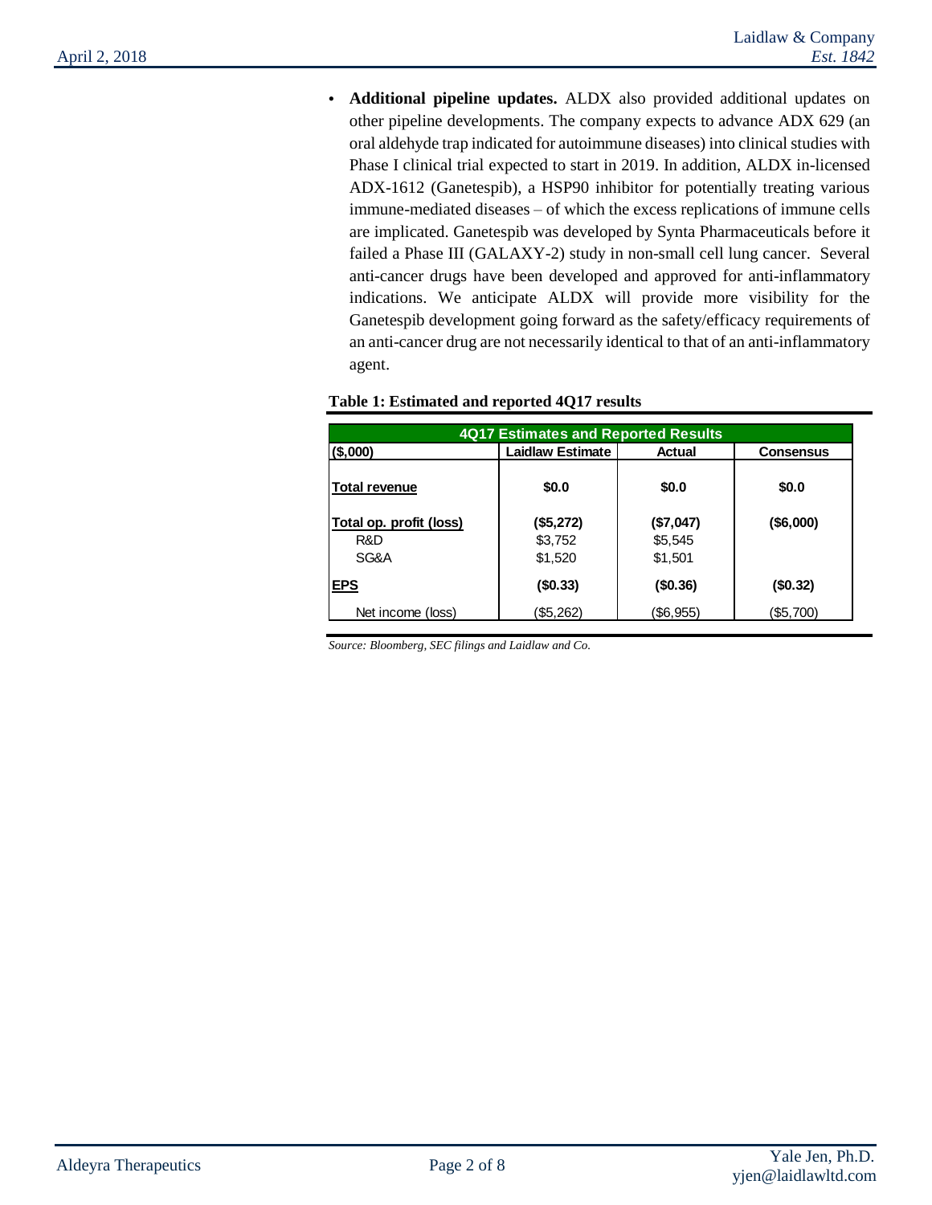- **Additional pipeline updates.** ALDX also provided additional updates on other pipeline developments. The company expects to advance ADX 629 (an oral aldehyde trap indicated for autoimmune diseases) into clinical studies with Phase I clinical trial expected to start in 2019. In addition, ALDX in-licensed ADX-1612 (Ganetespib), a HSP90 inhibitor for potentially treating various immune-mediated diseases – of which the excess replications of immune cells are implicated. Ganetespib was developed by Synta Pharmaceuticals before it failed a Phase III (GALAXY-2) study in non-small cell lung cancer. Several anti-cancer drugs have been developed and approved for anti-inflammatory indications. We anticipate ALDX will provide more visibility for the Ganetespib development going forward as the safety/efficacy requirements of an anti-cancer drug are not necessarily identical to that of an anti-inflammatory agent.

**Table 1: Estimated and reported 4Q17 results**

| 4Q17 Estimates and Reported Results | | | |
|---|---|---|---|
| ($,000) | Laidlaw Estimate | Actual | Consensus |
| **Total revenue** | **$0.0** | **$0.0** | **$0.0** |
| **Total op. profit (loss)** | **($5,272)** | **($7,047)** | **($6,000)** |
| R&D | $3,752 | $5,545 | |
| SG&A | $1,520 | $1,501 | |
| **EPS** | **($0.33)** | **($0.36)** | **($0.32)** |
| Net income (loss) | ($5,262) | ($6,955) | ($5,700) |

*Source: Bloomberg, SEC filings and Laidlaw and Co.*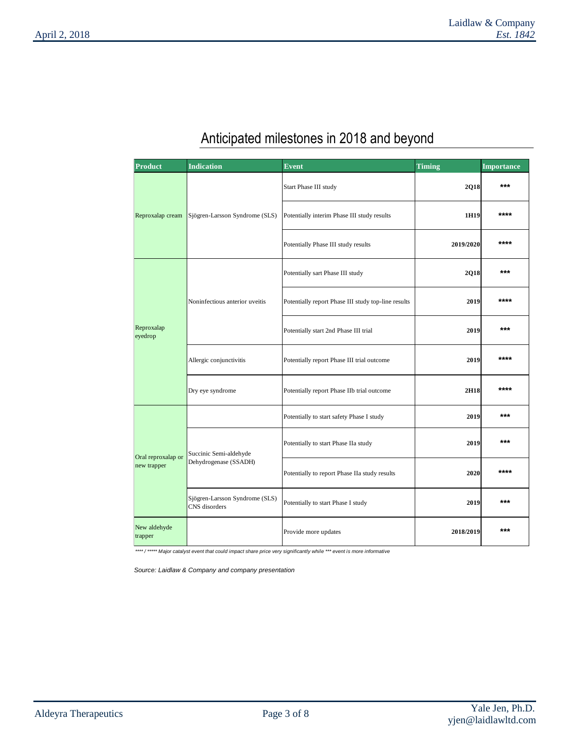## Anticipated milestones in 2018 and beyond

| Product | Indication | Event | Timing | Importance |
|---|---|---|---|---|
| Reproxalap cream | Sjögren-Larsson Syndrome (SLS) | Start Phase III study | 2Q18 | *** |
| | | Potentially interim Phase III study results | 1H19 | **** |
| | | Potentially Phase III study results | 2019/2020 | **** |
| Reproxalap eyedrop | Noninfectious anterior uveitis | Potentially sart Phase III study | 2Q18 | *** |
| | | Potentially report Phase III study top-line results | 2019 | **** |
| | | Potentially start 2nd Phase III trial | 2019 | *** |
| | Allergic conjunctivitis | Potentially report Phase III trial outcome | 2019 | **** |
| | Dry eye syndrome | Potentially report Phase IIb trial outcome | 2H18 | **** |
| Oral reproxalap or new trapper | | Potentially to start safety Phase I study | 2019 | *** |
| | Succinic Semi-aldehyde Dehydrogenase (SSADH) | Potentially to start Phase IIa study | 2019 | *** |
| | | Potentially to report Phase IIa study results | 2020 | **** |
| | Sjögren-Larsson Syndrome (SLS) CNS disorders | Potentially to start Phase I study | 2019 | *** |
| New aldehyde trapper | | Provide more updates | 2018/2019 | *** |

*\*\*\*\* / \*\*\*\*\* Major catalyst event that could impact share price very significantly while \*\*\* event is more informative*

*Source: Laidlaw & Company and company presentation*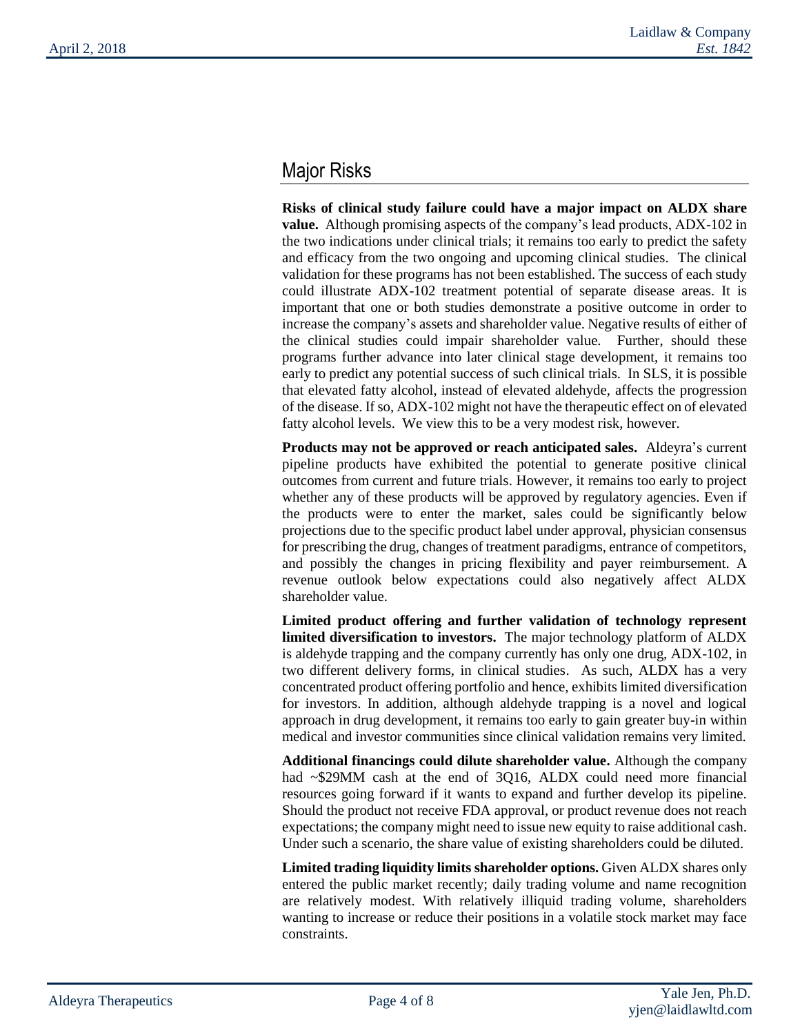## Major Risks

**Risks of clinical study failure could have a major impact on ALDX share value.** Although promising aspects of the company's lead products, ADX-102 in the two indications under clinical trials; it remains too early to predict the safety and efficacy from the two ongoing and upcoming clinical studies. The clinical validation for these programs has not been established. The success of each study could illustrate ADX-102 treatment potential of separate disease areas. It is important that one or both studies demonstrate a positive outcome in order to increase the company's assets and shareholder value. Negative results of either of the clinical studies could impair shareholder value. Further, should these programs further advance into later clinical stage development, it remains too early to predict any potential success of such clinical trials. In SLS, it is possible that elevated fatty alcohol, instead of elevated aldehyde, affects the progression of the disease. If so, ADX-102 might not have the therapeutic effect on of elevated fatty alcohol levels. We view this to be a very modest risk, however.

**Products may not be approved or reach anticipated sales.** Aldeyra's current pipeline products have exhibited the potential to generate positive clinical outcomes from current and future trials. However, it remains too early to project whether any of these products will be approved by regulatory agencies. Even if the products were to enter the market, sales could be significantly below projections due to the specific product label under approval, physician consensus for prescribing the drug, changes of treatment paradigms, entrance of competitors, and possibly the changes in pricing flexibility and payer reimbursement. A revenue outlook below expectations could also negatively affect ALDX shareholder value.

**Limited product offering and further validation of technology represent limited diversification to investors.** The major technology platform of ALDX is aldehyde trapping and the company currently has only one drug, ADX-102, in two different delivery forms, in clinical studies. As such, ALDX has a very concentrated product offering portfolio and hence, exhibits limited diversification for investors. In addition, although aldehyde trapping is a novel and logical approach in drug development, it remains too early to gain greater buy-in within medical and investor communities since clinical validation remains very limited.

**Additional financings could dilute shareholder value.** Although the company had ~$29MM cash at the end of 3Q16, ALDX could need more financial resources going forward if it wants to expand and further develop its pipeline. Should the product not receive FDA approval, or product revenue does not reach expectations; the company might need to issue new equity to raise additional cash. Under such a scenario, the share value of existing shareholders could be diluted.

**Limited trading liquidity limits shareholder options.** Given ALDX shares only entered the public market recently; daily trading volume and name recognition are relatively modest. With relatively illiquid trading volume, shareholders wanting to increase or reduce their positions in a volatile stock market may face constraints.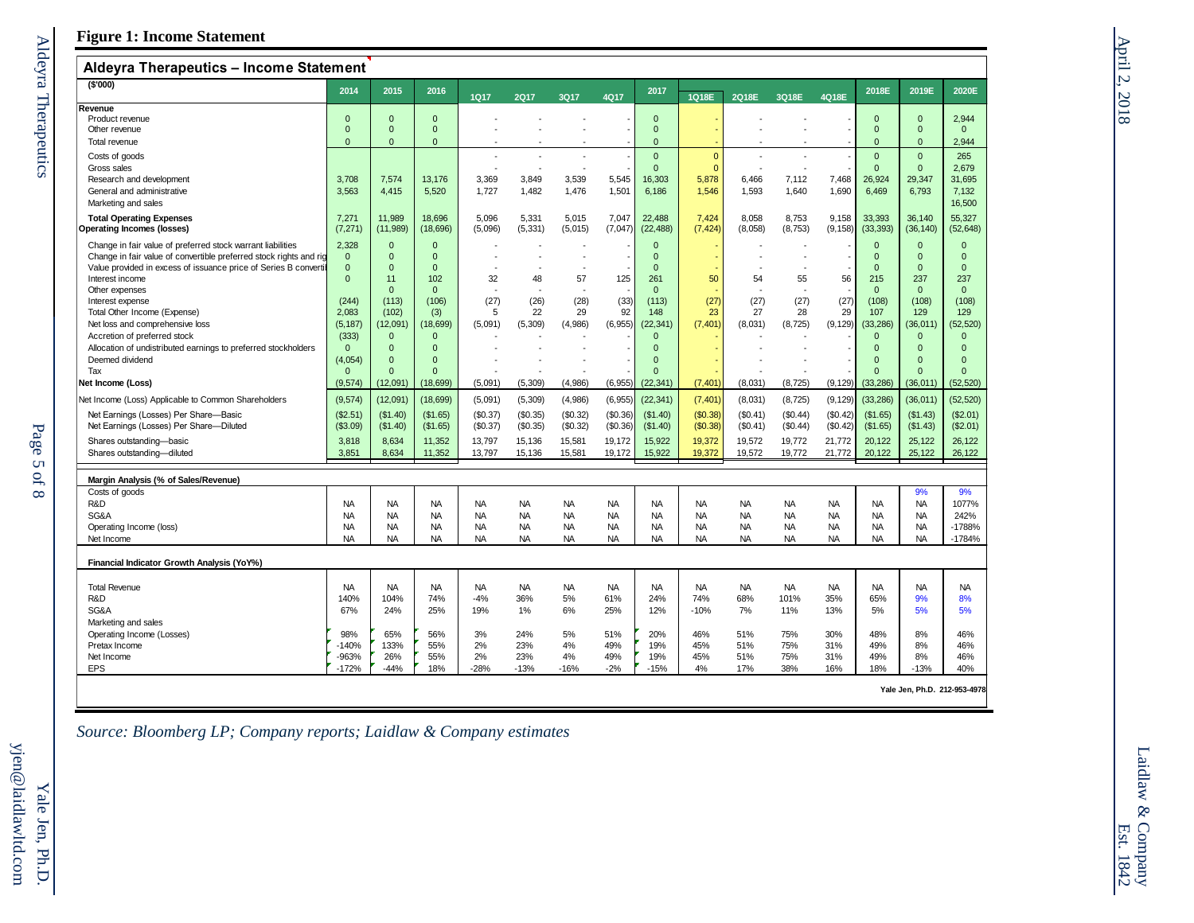**Figure 1: Income Statement**

**Aldeyra Therapeutics – Income Statement**

| ($'000) | 2014 | 2015 | 2016 | 1Q17 | 2Q17 | 3Q17 | 4Q17 | 2017 | 1Q18E | 2Q18E | 3Q18E | 4Q18E | 2018E | 2019E | 2020E |
|---|---|---|---|---|---|---|---|---|---|---|---|---|---|---|---|
| **Revenue** | | | | | | | | | | | | | | | |
| Product revenue | 0 | 0 | 0 | - | - | - | - | 0 | - | - | - | - | 0 | 0 | 2,944 |
| Other revenue | 0 | 0 | 0 | - | - | - | - | 0 | - | - | - | - | 0 | 0 | 0 |
| Total revenue | 0 | 0 | 0 | - | - | - | - | 0 | - | - | - | - | 0 | 0 | 2,944 |
| Costs of goods | | | | - | - | - | - | 0 | 0 | - | - | - | 0 | 0 | 265 |
| Gross sales | | | | - | - | - | - | 0 | 0 | - | - | - | 0 | 0 | 2,679 |
| Research and development | 3,708 | 7,574 | 13,176 | 3,369 | 3,849 | 3,539 | 5,545 | 16,303 | 5,878 | 6,466 | 7,112 | 7,468 | 26,924 | 29,347 | 31,695 |
| General and administrative | 3,563 | 4,415 | 5,520 | 1,727 | 1,482 | 1,476 | 1,501 | 6,186 | 1,546 | 1,593 | 1,640 | 1,690 | 6,469 | 6,793 | 7,132 |
| Marketing and sales | | | | | | | | | | | | | | | 16,500 |
| **Total Operating Expenses** | 7,271 | 11,989 | 18,696 | 5,096 | 5,331 | 5,015 | 7,047 | 22,488 | 7,424 | 8,058 | 8,753 | 9,158 | 33,393 | 36,140 | 55,327 |
| **Operating Incomes (losses)** | (7,271) | (11,989) | (18,696) | (5,096) | (5,331) | (5,015) | (7,047) | (22,488) | (7,424) | (8,058) | (8,753) | (9,158) | (33,393) | (36,140) | (52,648) |
| Change in fair value of preferred stock warrant liabilities | 2,328 | 0 | 0 | - | - | - | - | 0 | - | - | - | - | 0 | 0 | 0 |
| Change in fair value of convertible preferred stock rights and rig | 0 | 0 | 0 | - | - | - | - | 0 | - | - | - | - | 0 | 0 | 0 |
| Value provided in excess of issuance price of Series B converti | 0 | 0 | 0 | - | - | - | - | 0 | - | - | - | - | 0 | 0 | 0 |
| Interest income | 0 | 11 | 102 | 32 | 48 | 57 | 125 | 261 | 50 | 54 | 55 | 56 | 215 | 237 | 237 |
| Other expenses | | 0 | 0 | - | - | - | - | 0 | - | - | - | - | 0 | 0 | 0 |
| Interest expense | (244) | (113) | (106) | (27) | (26) | (28) | (33) | (113) | (27) | (27) | (27) | (27) | (108) | (108) | (108) |
| Total Other Income (Expense) | 2,083 | (102) | (3) | 5 | 22 | 29 | 92 | 148 | 23 | 27 | 28 | 29 | 107 | 129 | 129 |
| Net loss and comprehensive loss | (5,187) | (12,091) | (18,699) | (5,091) | (5,309) | (4,986) | (6,955) | (22,341) | (7,401) | (8,031) | (8,725) | (9,129) | (33,286) | (36,011) | (52,520) |
| Accretion of preferred stock | (333) | 0 | 0 | - | - | - | - | 0 | - | - | - | - | 0 | 0 | 0 |
| Allocation of undistributed earnings to preferred stockholders | 0 | 0 | 0 | - | - | - | - | 0 | - | - | - | - | 0 | 0 | 0 |
| Deemed dividend | (4,054) | 0 | 0 | - | - | - | - | 0 | - | - | - | - | 0 | 0 | 0 |
| Tax | 0 | 0 | 0 | - | - | - | - | 0 | - | - | - | - | 0 | 0 | 0 |
| **Net Income (Loss)** | (9,574) | (12,091) | (18,699) | (5,091) | (5,309) | (4,986) | (6,955) | (22,341) | (7,401) | (8,031) | (8,725) | (9,129) | (33,286) | (36,011) | (52,520) |
| Net Income (Loss) Applicable to Common Shareholders | (9,574) | (12,091) | (18,699) | (5,091) | (5,309) | (4,986) | (6,955) | (22,341) | (7,401) | (8,031) | (8,725) | (9,129) | (33,286) | (36,011) | (52,520) |
| Net Earnings (Losses) Per Share—Basic | ($2.51) | ($1.40) | ($1.65) | ($0.37) | ($0.35) | ($0.32) | ($0.36) | ($1.40) | ($0.38) | ($0.41) | ($0.44) | ($0.42) | ($1.65) | ($1.43) | ($2.01) |
| Net Earnings (Losses) Per Share—Diluted | ($3.09) | ($1.40) | ($1.65) | ($0.37) | ($0.35) | ($0.32) | ($0.36) | ($1.40) | ($0.38) | ($0.41) | ($0.44) | ($0.42) | ($1.65) | ($1.43) | ($2.01) |
| Shares outstanding—basic | 3,818 | 8,634 | 11,352 | 13,797 | 15,136 | 15,581 | 19,172 | 15,922 | 19,372 | 19,572 | 19,772 | 21,772 | 20,122 | 25,122 | 26,122 |
| Shares outstanding—diluted | 3,851 | 8,634 | 11,352 | 13,797 | 15,136 | 15,581 | 19,172 | 15,922 | 19,372 | 19,572 | 19,772 | 21,772 | 20,122 | 25,122 | 26,122 |
| **Margin Analysis (% of Sales/Revenue)** | | | | | | | | | | | | | | | |
| Costs of goods | | | | | | | | | | | | | | 9% | 9% |
| R&D | NA | NA | NA | NA | NA | NA | NA | NA | NA | NA | NA | NA | NA | NA | 1077% |
| SG&A | NA | NA | NA | NA | NA | NA | NA | NA | NA | NA | NA | NA | NA | NA | 242% |
| Operating Income (loss) | NA | NA | NA | NA | NA | NA | NA | NA | NA | NA | NA | NA | NA | NA | -1788% |
| Net Income | NA | NA | NA | NA | NA | NA | NA | NA | NA | NA | NA | NA | NA | NA | -1784% |
| **Financial Indicator Growth Analysis (YoY%)** | | | | | | | | | | | | | | | |
| Total Revenue | NA | NA | NA | NA | NA | NA | NA | NA | NA | NA | NA | NA | NA | NA | NA |
| R&D | 140% | 104% | 74% | -4% | 36% | 5% | 61% | 24% | 74% | 68% | 101% | 35% | 65% | 9% | 8% |
| SG&A | 67% | 24% | 25% | 19% | 1% | 6% | 25% | 12% | -10% | 7% | 11% | 13% | 5% | 5% | 5% |
| Marketing and sales | | | | | | | | | | | | | | | |
| Operating Income (Losses) | 98% | 65% | 56% | 3% | 24% | 5% | 51% | 20% | 46% | 51% | 75% | 30% | 48% | 8% | 46% |
| Pretax Income | -140% | 133% | 55% | 2% | 23% | 4% | 49% | 19% | 45% | 51% | 75% | 31% | 49% | 8% | 46% |
| Net Income | -963% | 26% | 55% | 2% | 23% | 4% | 49% | 19% | 45% | 51% | 75% | 31% | 49% | 8% | 46% |
| EPS | -172% | -44% | 18% | -28% | -13% | -16% | -2% | -15% | 4% | 17% | 38% | 16% | 18% | -13% | 40% |

Yale Jen, Ph.D. 212-953-4978

*Source: Bloomberg LP; Company reports; Laidlaw & Company estimates*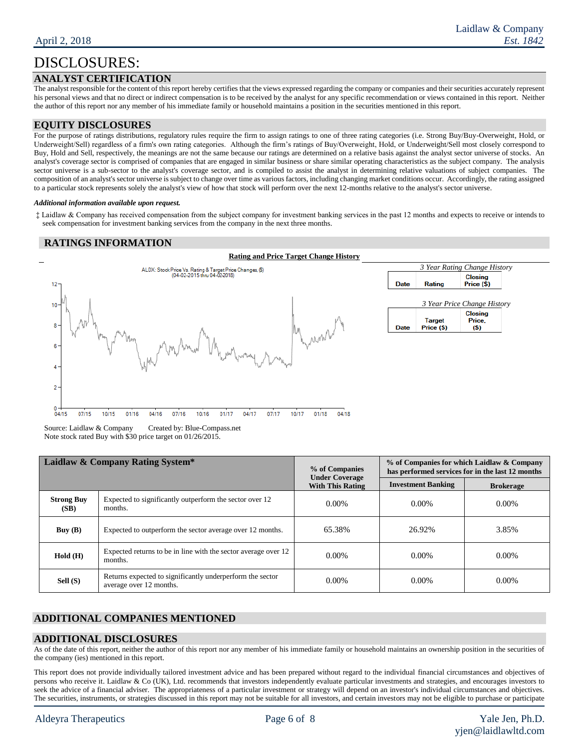# DISCLOSURES:

## ANALYST CERTIFICATION

The analyst responsible for the content of this report hereby certifies that the views expressed regarding the company or companies and their securities accurately represent his personal views and that no direct or indirect compensation is to be received by the analyst for any specific recommendation or views contained in this report. Neither the author of this report nor any member of his immediate family or household maintains a position in the securities mentioned in this report.

## EQUITY DISCLOSURES

For the purpose of ratings distributions, regulatory rules require the firm to assign ratings to one of three rating categories (i.e. Strong Buy/Buy-Overweight, Hold, or Underweight/Sell) regardless of a firm's own rating categories. Although the firm's ratings of Buy/Overweight, Hold, or Underweight/Sell most closely correspond to Buy, Hold and Sell, respectively, the meanings are not the same because our ratings are determined on a relative basis against the analyst sector universe of stocks. An analyst's coverage sector is comprised of companies that are engaged in similar business or share similar operating characteristics as the subject company. The analysis sector universe is a sub-sector to the analyst's coverage sector, and is compiled to assist the analyst in determining relative valuations of subject companies. The composition of an analyst's sector universe is subject to change over time as various factors, including changing market conditions occur. Accordingly, the rating assigned to a particular stock represents solely the analyst's view of how that stock will perform over the next 12-months relative to the analyst's sector universe.

***Additional information available upon request.***

‡ Laidlaw & Company has received compensation from the subject company for investment banking services in the past 12 months and expects to receive or intends to seek compensation for investment banking services from the company in the next three months.

## RATINGS INFORMATION

**Rating and Price Target Change History**

ALDX: Stock Price Vs. Rating & Target Price Changes, ($) (04-02-2015 thru 04-02-2018)

*3 Year Rating Change History*

| Date | Rating | Closing Price ($) |
|---|---|---|

*3 Year Price Change History*

| Date | Target Price ($) | Closing Price, ($) |
|---|---|---|

Source: Laidlaw & Company Created by: Blue-Compass.net
Note stock rated Buy with $30 price target on 01/26/2015.

| Laidlaw & Company Rating System* | | % of Companies Under Coverage With This Rating | % of Companies for which Laidlaw & Company has performed services for in the last 12 months | |
|---|---|---|---|---|
| | | | Investment Banking | Brokerage |
| **Strong Buy (SB)** | Expected to significantly outperform the sector over 12 months. | 0.00% | 0.00% | 0.00% |
| **Buy (B)** | Expected to outperform the sector average over 12 months. | 65.38% | 26.92% | 3.85% |
| **Hold (H)** | Expected returns to be in line with the sector average over 12 months. | 0.00% | 0.00% | 0.00% |
| **Sell (S)** | Returns expected to significantly underperform the sector average over 12 months. | 0.00% | 0.00% | 0.00% |

## ADDITIONAL COMPANIES MENTIONED

## ADDITIONAL DISCLOSURES

As of the date of this report, neither the author of this report nor any member of his immediate family or household maintains an ownership position in the securities of the company (ies) mentioned in this report.

This report does not provide individually tailored investment advice and has been prepared without regard to the individual financial circumstances and objectives of persons who receive it. Laidlaw & Co (UK), Ltd. recommends that investors independently evaluate particular investments and strategies, and encourages investors to seek the advice of a financial adviser. The appropriateness of a particular investment or strategy will depend on an investor's individual circumstances and objectives. The securities, instruments, or strategies discussed in this report may not be suitable for all investors, and certain investors may not be eligible to purchase or participate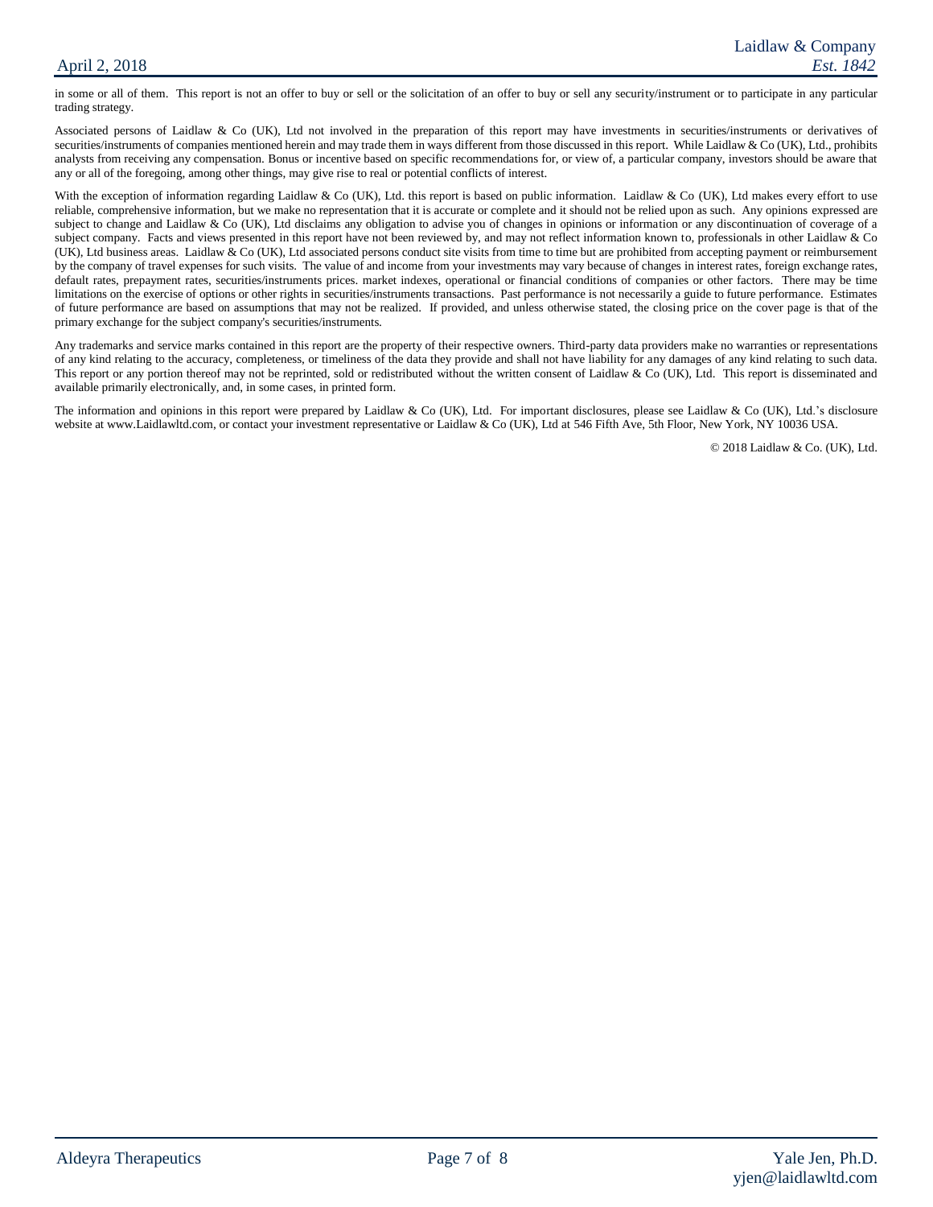in some or all of them. This report is not an offer to buy or sell or the solicitation of an offer to buy or sell any security/instrument or to participate in any particular trading strategy.

Associated persons of Laidlaw & Co (UK), Ltd not involved in the preparation of this report may have investments in securities/instruments or derivatives of securities/instruments of companies mentioned herein and may trade them in ways different from those discussed in this report. While Laidlaw & Co (UK), Ltd., prohibits analysts from receiving any compensation. Bonus or incentive based on specific recommendations for, or view of, a particular company, investors should be aware that any or all of the foregoing, among other things, may give rise to real or potential conflicts of interest.

With the exception of information regarding Laidlaw & Co (UK), Ltd. this report is based on public information. Laidlaw & Co (UK), Ltd makes every effort to use reliable, comprehensive information, but we make no representation that it is accurate or complete and it should not be relied upon as such. Any opinions expressed are subject to change and Laidlaw & Co (UK), Ltd disclaims any obligation to advise you of changes in opinions or information or any discontinuation of coverage of a subject company. Facts and views presented in this report have not been reviewed by, and may not reflect information known to, professionals in other Laidlaw & Co (UK), Ltd business areas. Laidlaw & Co (UK), Ltd associated persons conduct site visits from time to time but are prohibited from accepting payment or reimbursement by the company of travel expenses for such visits. The value of and income from your investments may vary because of changes in interest rates, foreign exchange rates, default rates, prepayment rates, securities/instruments prices. market indexes, operational or financial conditions of companies or other factors. There may be time limitations on the exercise of options or other rights in securities/instruments transactions. Past performance is not necessarily a guide to future performance. Estimates of future performance are based on assumptions that may not be realized. If provided, and unless otherwise stated, the closing price on the cover page is that of the primary exchange for the subject company's securities/instruments.

Any trademarks and service marks contained in this report are the property of their respective owners. Third-party data providers make no warranties or representations of any kind relating to the accuracy, completeness, or timeliness of the data they provide and shall not have liability for any damages of any kind relating to such data. This report or any portion thereof may not be reprinted, sold or redistributed without the written consent of Laidlaw & Co (UK), Ltd. This report is disseminated and available primarily electronically, and, in some cases, in printed form.

The information and opinions in this report were prepared by Laidlaw & Co (UK), Ltd. For important disclosures, please see Laidlaw & Co (UK), Ltd.'s disclosure website at www.Laidlawltd.com, or contact your investment representative or Laidlaw & Co (UK), Ltd at 546 Fifth Ave, 5th Floor, New York, NY 10036 USA.

© 2018 Laidlaw & Co. (UK), Ltd.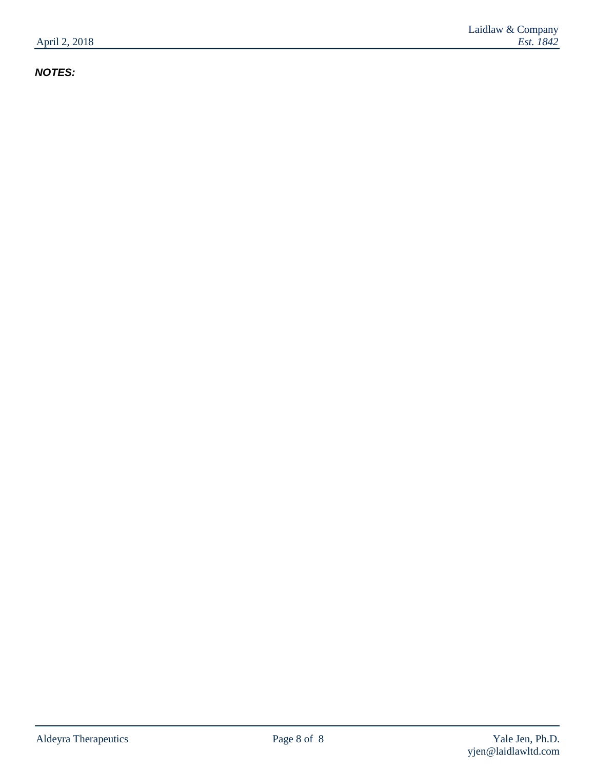***NOTES:***